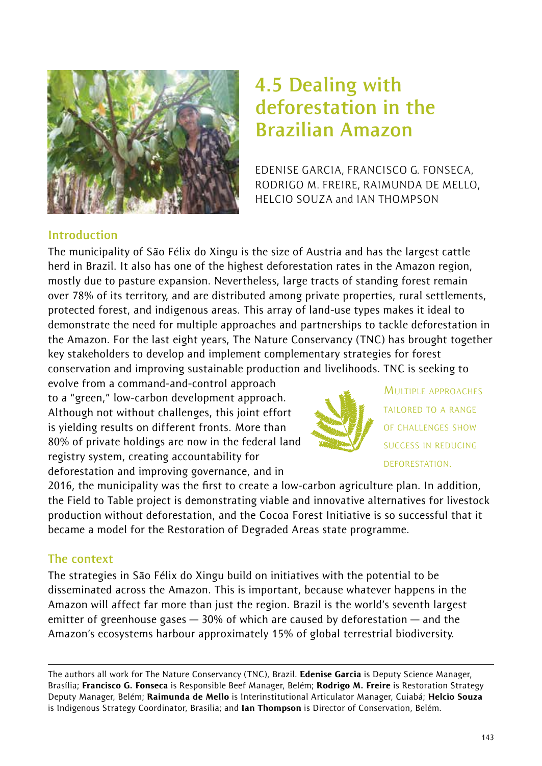# 4.5 Dealing with deforestation in the Brazilian Amazon

EDENISE GARCIA, FRANCISCO G. FONSECA, RODRIGO M. FREIRE, RAIMUNDA DE MELLO, HELCIO SOUZA and IAN THOMPSON

## Introduction

The municipality of São Félix do Xingu is the size of Austria and has the largest cattle herd in Brazil. It also has one of the highest deforestation rates in the Amazon region, mostly due to pasture expansion. Nevertheless, large tracts of standing forest remain over 78% of its territory, and are distributed among private properties, rural settlements, protected forest, and indigenous areas. This array of land-use types makes it ideal to demonstrate the need for multiple approaches and partnerships to tackle deforestation in the Amazon. For the last eight years, The Nature Conservancy (TNC) has brought together key stakeholders to develop and implement complementary strategies for forest conservation and improving sustainable production and livelihoods. TNC is seeking to evolve from a command-and-control approach to a "green," low-carbon development approach. Although not without challenges, this joint effort is yielding results on different fronts. More than 80% of private holdings are now in the federal land registry system, creating accountability for deforestation and improving governance, and in 2016, the municipality was the first to create a low-carbon agriculture plan. In addition, the Field to Table project is demonstrating viable and innovative alternatives for livestock production without deforestation, and the Cocoa Forest Initiative is so successful that it became a model for the Restoration of Degraded Areas state programme.

MULTIPLE APPROACHES TAILORED TO A RANGE OF CHALLENGES SHOW SUCCESS IN REDUCING DEFORESTATION.

## The context

The strategies in São Félix do Xingu build on initiatives with the potential to be disseminated across the Amazon. This is important, because whatever happens in the Amazon will affect far more than just the region. Brazil is the world's seventh largest emitter of greenhouse gases — 30% of which are caused by deforestation — and the Amazon's ecosystems harbour approximately 15% of global terrestrial biodiversity.

---

The authors all work for The Nature Conservancy (TNC), Brazil. **Edenise Garcia** is Deputy Science Manager, Brasília; **Francisco G. Fonseca** is Responsible Beef Manager, Belém; **Rodrigo M. Freire** is Restoration Strategy Deputy Manager, Belém; **Raimunda de Mello** is Interinstitutional Articulator Manager, Cuiabá; **Helcio Souza** is Indigenous Strategy Coordinator, Brasília; and **Ian Thompson** is Director of Conservation, Belém.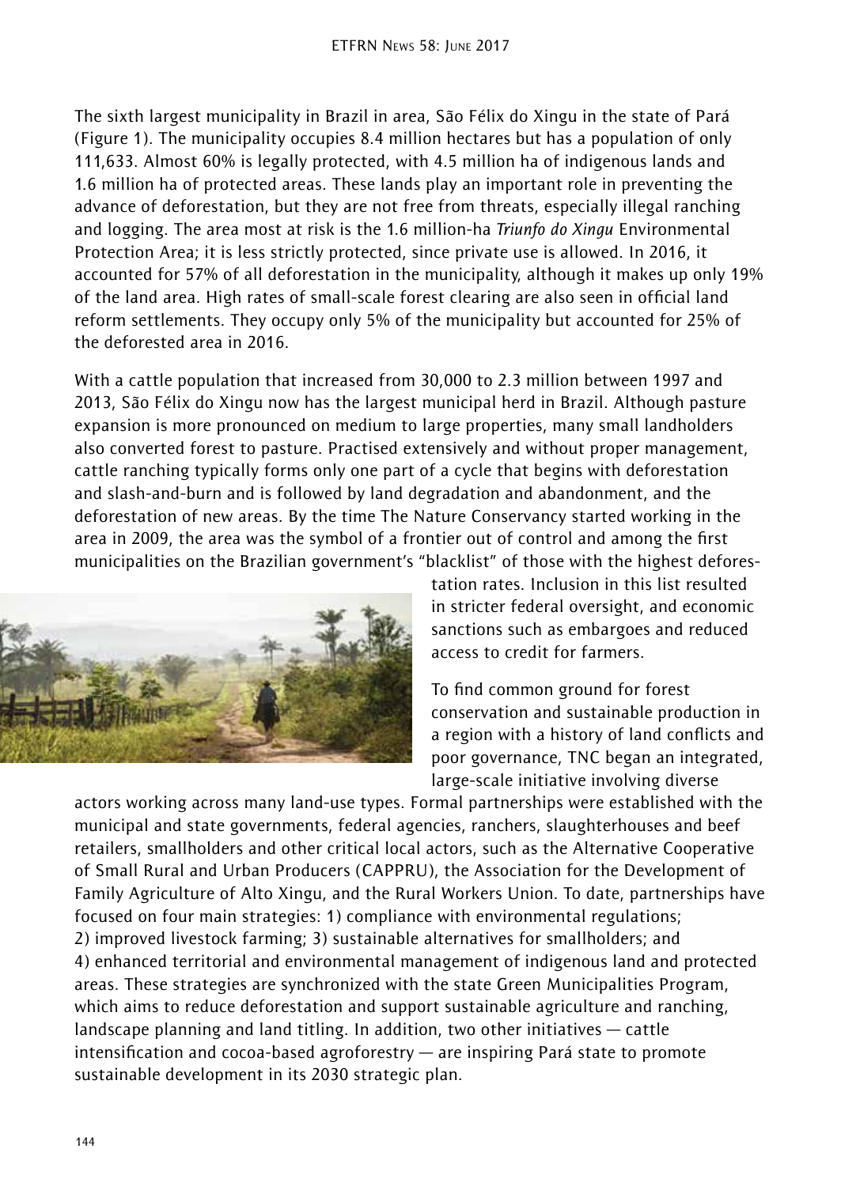The sixth largest municipality in Brazil in area, São Félix do Xingu in the state of Pará (Figure 1). The municipality occupies 8.4 million hectares but has a population of only 111,633. Almost 60% is legally protected, with 4.5 million ha of indigenous lands and 1.6 million ha of protected areas. These lands play an important role in preventing the advance of deforestation, but they are not free from threats, especially illegal ranching and logging. The area most at risk is the 1.6 million-ha *Triunfo do Xingu* Environmental Protection Area; it is less strictly protected, since private use is allowed. In 2016, it accounted for 57% of all deforestation in the municipality, although it makes up only 19% of the land area. High rates of small-scale forest clearing are also seen in official land reform settlements. They occupy only 5% of the municipality but accounted for 25% of the deforested area in 2016.

With a cattle population that increased from 30,000 to 2.3 million between 1997 and 2013, São Félix do Xingu now has the largest municipal herd in Brazil. Although pasture expansion is more pronounced on medium to large properties, many small landholders also converted forest to pasture. Practised extensively and without proper management, cattle ranching typically forms only one part of a cycle that begins with deforestation and slash-and-burn and is followed by land degradation and abandonment, and the deforestation of new areas. By the time The Nature Conservancy started working in the area in 2009, the area was the symbol of a frontier out of control and among the first municipalities on the Brazilian government's "blacklist" of those with the highest deforestation rates. Inclusion in this list resulted in stricter federal oversight, and economic sanctions such as embargoes and reduced access to credit for farmers.

To find common ground for forest conservation and sustainable production in a region with a history of land conflicts and poor governance, TNC began an integrated, large-scale initiative involving diverse actors working across many land-use types. Formal partnerships were established with the municipal and state governments, federal agencies, ranchers, slaughterhouses and beef retailers, smallholders and other critical local actors, such as the Alternative Cooperative of Small Rural and Urban Producers (CAPPRU), the Association for the Development of Family Agriculture of Alto Xingu, and the Rural Workers Union. To date, partnerships have focused on four main strategies: 1) compliance with environmental regulations; 2) improved livestock farming; 3) sustainable alternatives for smallholders; and 4) enhanced territorial and environmental management of indigenous land and protected areas. These strategies are synchronized with the state Green Municipalities Program, which aims to reduce deforestation and support sustainable agriculture and ranching, landscape planning and land titling. In addition, two other initiatives — cattle intensification and cocoa-based agroforestry — are inspiring Pará state to promote sustainable development in its 2030 strategic plan.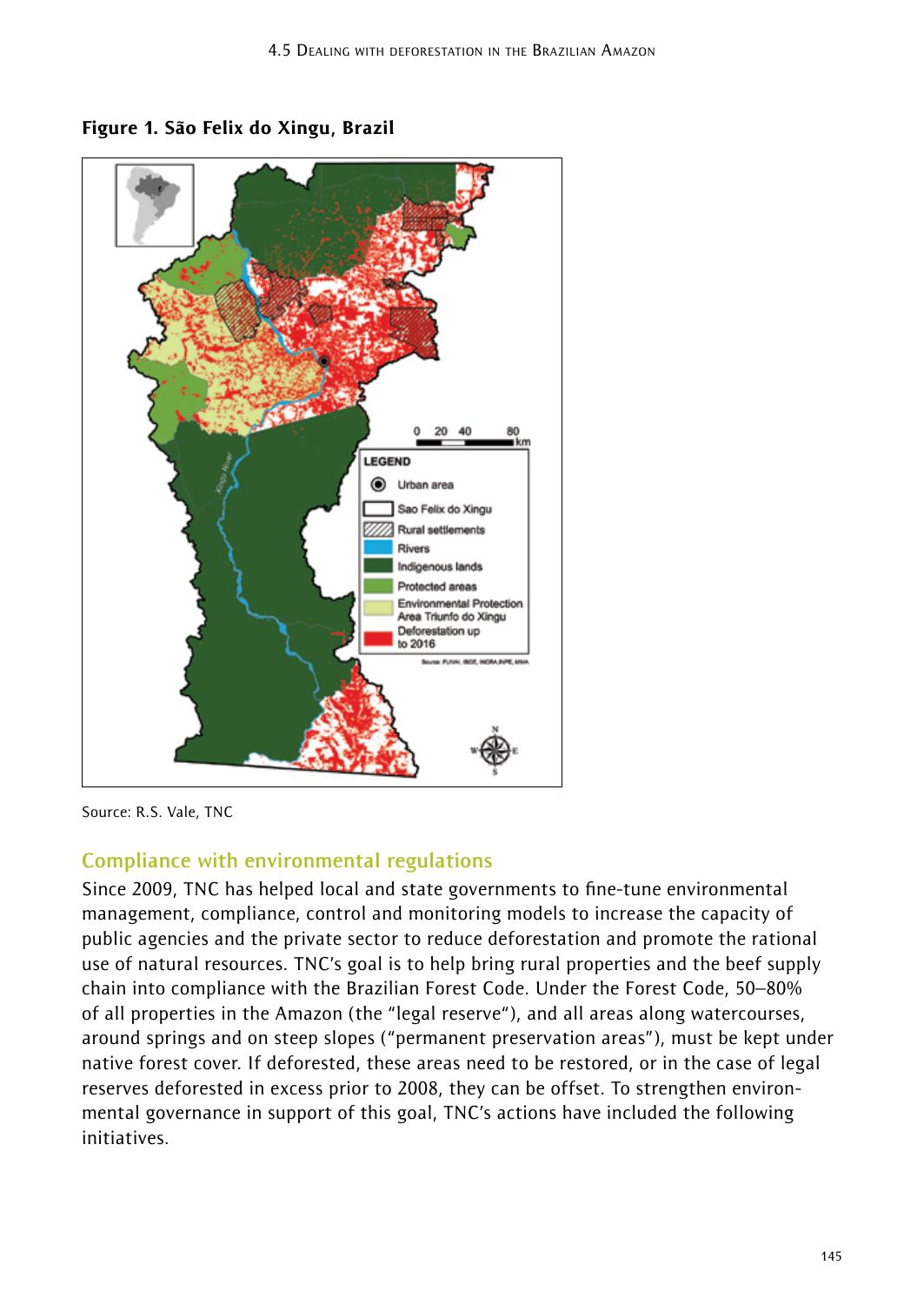**Figure 1. São Felix do Xingu, Brazil**

Source: R.S. Vale, TNC

## Compliance with environmental regulations

Since 2009, TNC has helped local and state governments to fine-tune environmental management, compliance, control and monitoring models to increase the capacity of public agencies and the private sector to reduce deforestation and promote the rational use of natural resources. TNC's goal is to help bring rural properties and the beef supply chain into compliance with the Brazilian Forest Code. Under the Forest Code, 50–80% of all properties in the Amazon (the "legal reserve"), and all areas along watercourses, around springs and on steep slopes ("permanent preservation areas"), must be kept under native forest cover. If deforested, these areas need to be restored, or in the case of legal reserves deforested in excess prior to 2008, they can be offset. To strengthen environmental governance in support of this goal, TNC's actions have included the following initiatives.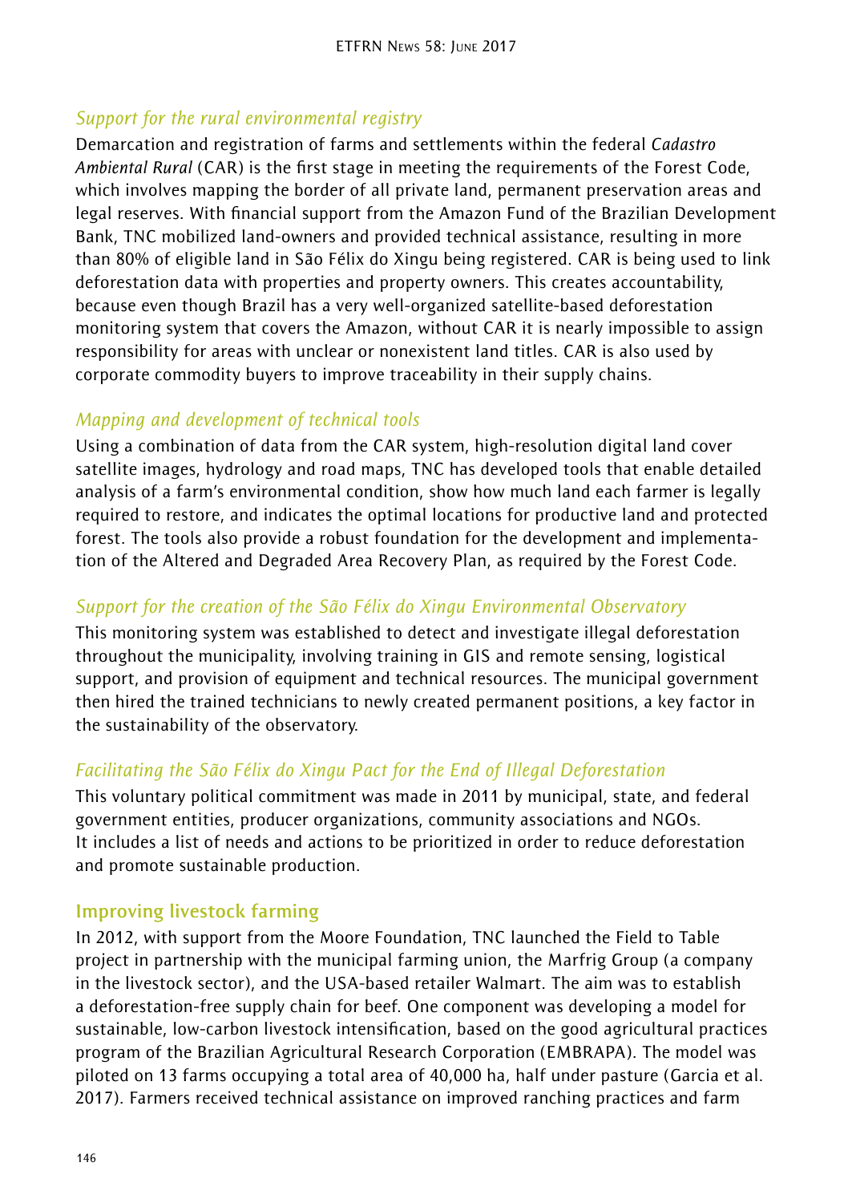### *Support for the rural environmental registry*

Demarcation and registration of farms and settlements within the federal *Cadastro Ambiental Rural* (CAR) is the first stage in meeting the requirements of the Forest Code, which involves mapping the border of all private land, permanent preservation areas and legal reserves. With financial support from the Amazon Fund of the Brazilian Development Bank, TNC mobilized land-owners and provided technical assistance, resulting in more than 80% of eligible land in São Félix do Xingu being registered. CAR is being used to link deforestation data with properties and property owners. This creates accountability, because even though Brazil has a very well-organized satellite-based deforestation monitoring system that covers the Amazon, without CAR it is nearly impossible to assign responsibility for areas with unclear or nonexistent land titles. CAR is also used by corporate commodity buyers to improve traceability in their supply chains.

### *Mapping and development of technical tools*

Using a combination of data from the CAR system, high-resolution digital land cover satellite images, hydrology and road maps, TNC has developed tools that enable detailed analysis of a farm's environmental condition, show how much land each farmer is legally required to restore, and indicates the optimal locations for productive land and protected forest. The tools also provide a robust foundation for the development and implementation of the Altered and Degraded Area Recovery Plan, as required by the Forest Code.

### *Support for the creation of the São Félix do Xingu Environmental Observatory*

This monitoring system was established to detect and investigate illegal deforestation throughout the municipality, involving training in GIS and remote sensing, logistical support, and provision of equipment and technical resources. The municipal government then hired the trained technicians to newly created permanent positions, a key factor in the sustainability of the observatory.

### *Facilitating the São Félix do Xingu Pact for the End of Illegal Deforestation*

This voluntary political commitment was made in 2011 by municipal, state, and federal government entities, producer organizations, community associations and NGOs. It includes a list of needs and actions to be prioritized in order to reduce deforestation and promote sustainable production.

## Improving livestock farming

In 2012, with support from the Moore Foundation, TNC launched the Field to Table project in partnership with the municipal farming union, the Marfrig Group (a company in the livestock sector), and the USA-based retailer Walmart. The aim was to establish a deforestation-free supply chain for beef. One component was developing a model for sustainable, low-carbon livestock intensification, based on the good agricultural practices program of the Brazilian Agricultural Research Corporation (EMBRAPA). The model was piloted on 13 farms occupying a total area of 40,000 ha, half under pasture (Garcia et al. 2017). Farmers received technical assistance on improved ranching practices and farm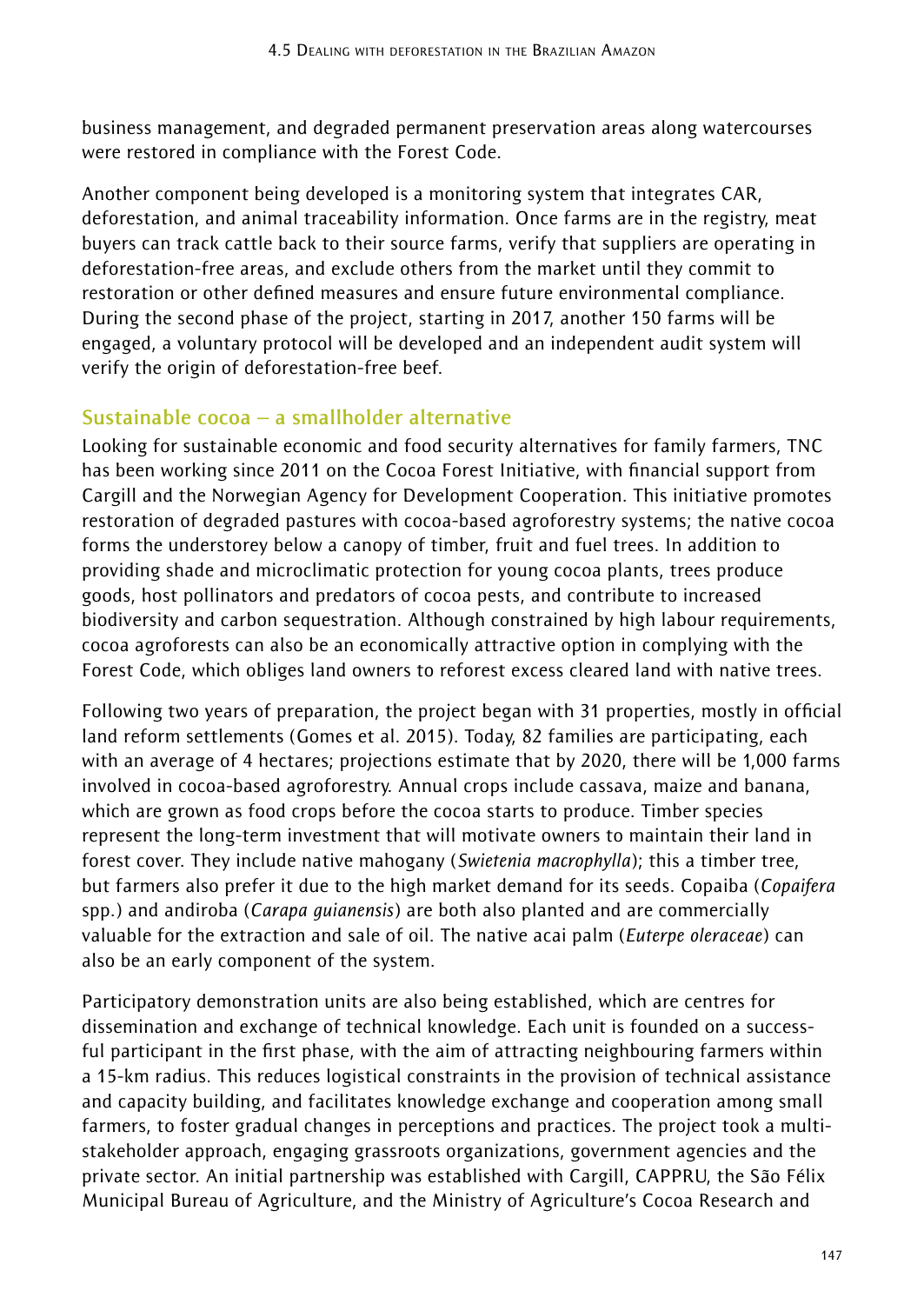business management, and degraded permanent preservation areas along watercourses were restored in compliance with the Forest Code.

Another component being developed is a monitoring system that integrates CAR, deforestation, and animal traceability information. Once farms are in the registry, meat buyers can track cattle back to their source farms, verify that suppliers are operating in deforestation-free areas, and exclude others from the market until they commit to restoration or other defined measures and ensure future environmental compliance. During the second phase of the project, starting in 2017, another 150 farms will be engaged, a voluntary protocol will be developed and an independent audit system will verify the origin of deforestation-free beef.

## Sustainable cocoa – a smallholder alternative

Looking for sustainable economic and food security alternatives for family farmers, TNC has been working since 2011 on the Cocoa Forest Initiative, with financial support from Cargill and the Norwegian Agency for Development Cooperation. This initiative promotes restoration of degraded pastures with cocoa-based agroforestry systems; the native cocoa forms the understorey below a canopy of timber, fruit and fuel trees. In addition to providing shade and microclimatic protection for young cocoa plants, trees produce goods, host pollinators and predators of cocoa pests, and contribute to increased biodiversity and carbon sequestration. Although constrained by high labour requirements, cocoa agroforests can also be an economically attractive option in complying with the Forest Code, which obliges land owners to reforest excess cleared land with native trees.

Following two years of preparation, the project began with 31 properties, mostly in official land reform settlements (Gomes et al. 2015). Today, 82 families are participating, each with an average of 4 hectares; projections estimate that by 2020, there will be 1,000 farms involved in cocoa-based agroforestry. Annual crops include cassava, maize and banana, which are grown as food crops before the cocoa starts to produce. Timber species represent the long-term investment that will motivate owners to maintain their land in forest cover. They include native mahogany (*Swietenia macrophylla*); this a timber tree, but farmers also prefer it due to the high market demand for its seeds. Copaiba (*Copaifera* spp.) and andiroba (*Carapa guianensis*) are both also planted and are commercially valuable for the extraction and sale of oil. The native acai palm (*Euterpe oleraceae*) can also be an early component of the system.

Participatory demonstration units are also being established, which are centres for dissemination and exchange of technical knowledge. Each unit is founded on a successful participant in the first phase, with the aim of attracting neighbouring farmers within a 15-km radius. This reduces logistical constraints in the provision of technical assistance and capacity building, and facilitates knowledge exchange and cooperation among small farmers, to foster gradual changes in perceptions and practices. The project took a multi-stakeholder approach, engaging grassroots organizations, government agencies and the private sector. An initial partnership was established with Cargill, CAPPRU, the São Félix Municipal Bureau of Agriculture, and the Ministry of Agriculture's Cocoa Research and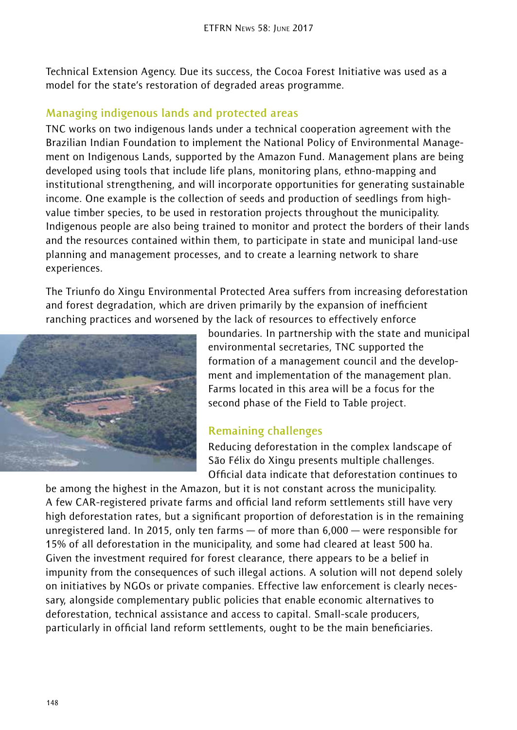Technical Extension Agency. Due its success, the Cocoa Forest Initiative was used as a model for the state's restoration of degraded areas programme.

## Managing indigenous lands and protected areas

TNC works on two indigenous lands under a technical cooperation agreement with the Brazilian Indian Foundation to implement the National Policy of Environmental Management on Indigenous Lands, supported by the Amazon Fund. Management plans are being developed using tools that include life plans, monitoring plans, ethno-mapping and institutional strengthening, and will incorporate opportunities for generating sustainable income. One example is the collection of seeds and production of seedlings from high-value timber species, to be used in restoration projects throughout the municipality. Indigenous people are also being trained to monitor and protect the borders of their lands and the resources contained within them, to participate in state and municipal land-use planning and management processes, and to create a learning network to share experiences.

The Triunfo do Xingu Environmental Protected Area suffers from increasing deforestation and forest degradation, which are driven primarily by the expansion of inefficient ranching practices and worsened by the lack of resources to effectively enforce boundaries. In partnership with the state and municipal environmental secretaries, TNC supported the formation of a management council and the development and implementation of the management plan. Farms located in this area will be a focus for the second phase of the Field to Table project.

## Remaining challenges

Reducing deforestation in the complex landscape of São Félix do Xingu presents multiple challenges. Official data indicate that deforestation continues to be among the highest in the Amazon, but it is not constant across the municipality. A few CAR-registered private farms and official land reform settlements still have very high deforestation rates, but a significant proportion of deforestation is in the remaining unregistered land. In 2015, only ten farms — of more than 6,000 — were responsible for 15% of all deforestation in the municipality, and some had cleared at least 500 ha. Given the investment required for forest clearance, there appears to be a belief in impunity from the consequences of such illegal actions. A solution will not depend solely on initiatives by NGOs or private companies. Effective law enforcement is clearly necessary, alongside complementary public policies that enable economic alternatives to deforestation, technical assistance and access to capital. Small-scale producers, particularly in official land reform settlements, ought to be the main beneficiaries.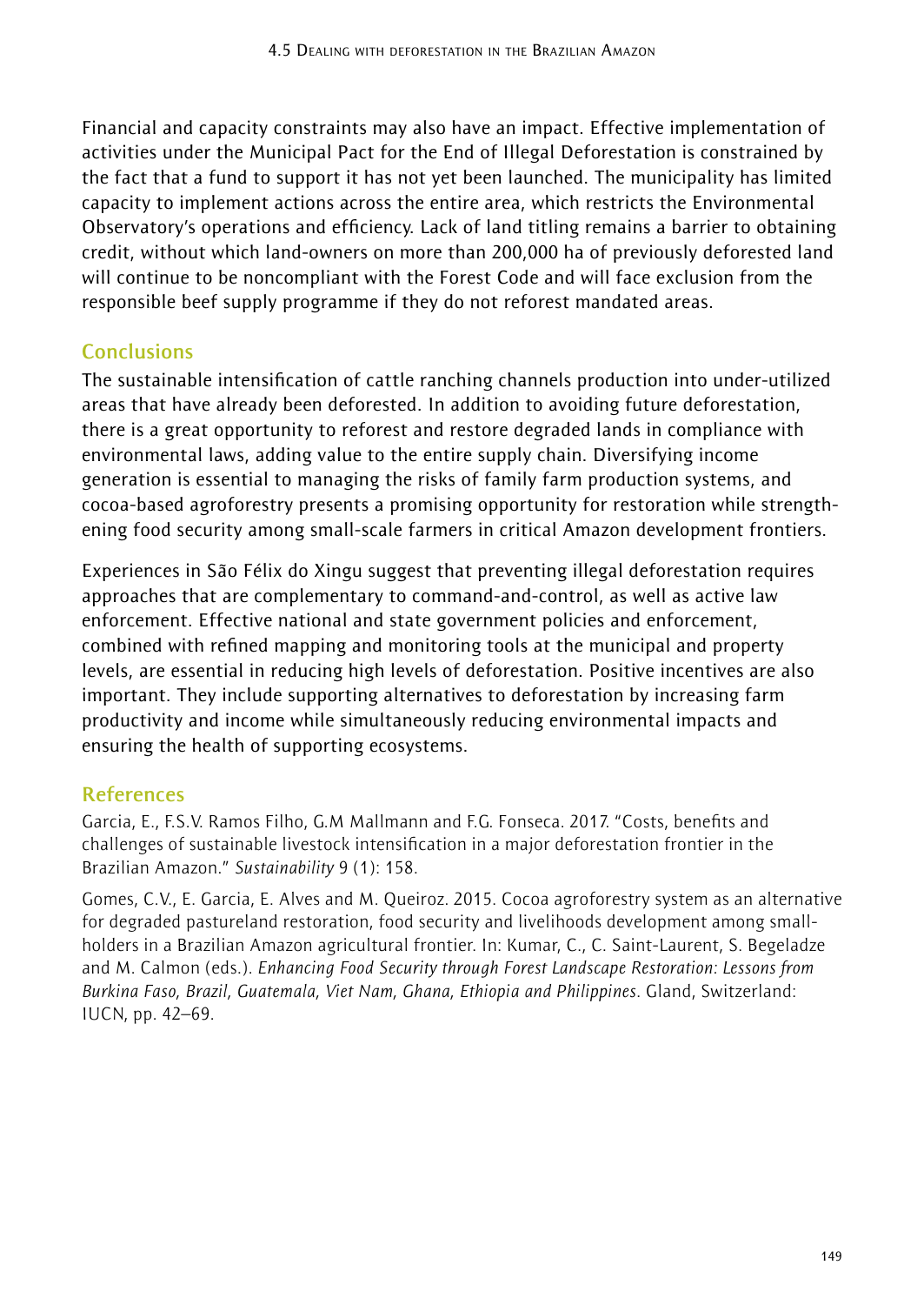Financial and capacity constraints may also have an impact. Effective implementation of activities under the Municipal Pact for the End of Illegal Deforestation is constrained by the fact that a fund to support it has not yet been launched. The municipality has limited capacity to implement actions across the entire area, which restricts the Environmental Observatory's operations and efficiency. Lack of land titling remains a barrier to obtaining credit, without which land-owners on more than 200,000 ha of previously deforested land will continue to be noncompliant with the Forest Code and will face exclusion from the responsible beef supply programme if they do not reforest mandated areas.

## Conclusions

The sustainable intensification of cattle ranching channels production into under-utilized areas that have already been deforested. In addition to avoiding future deforestation, there is a great opportunity to reforest and restore degraded lands in compliance with environmental laws, adding value to the entire supply chain. Diversifying income generation is essential to managing the risks of family farm production systems, and cocoa-based agroforestry presents a promising opportunity for restoration while strengthening food security among small-scale farmers in critical Amazon development frontiers.

Experiences in São Félix do Xingu suggest that preventing illegal deforestation requires approaches that are complementary to command-and-control, as well as active law enforcement. Effective national and state government policies and enforcement, combined with refined mapping and monitoring tools at the municipal and property levels, are essential in reducing high levels of deforestation. Positive incentives are also important. They include supporting alternatives to deforestation by increasing farm productivity and income while simultaneously reducing environmental impacts and ensuring the health of supporting ecosystems.

## References

Garcia, E., F.S.V. Ramos Filho, G.M Mallmann and F.G. Fonseca. 2017. "Costs, benefits and challenges of sustainable livestock intensification in a major deforestation frontier in the Brazilian Amazon." *Sustainability* 9 (1): 158.

Gomes, C.V., E. Garcia, E. Alves and M. Queiroz. 2015. Cocoa agroforestry system as an alternative for degraded pastureland restoration, food security and livelihoods development among smallholders in a Brazilian Amazon agricultural frontier. In: Kumar, C., C. Saint-Laurent, S. Begeladze and M. Calmon (eds.). *Enhancing Food Security through Forest Landscape Restoration: Lessons from Burkina Faso, Brazil, Guatemala, Viet Nam, Ghana, Ethiopia and Philippines*. Gland, Switzerland: IUCN, pp. 42–69.